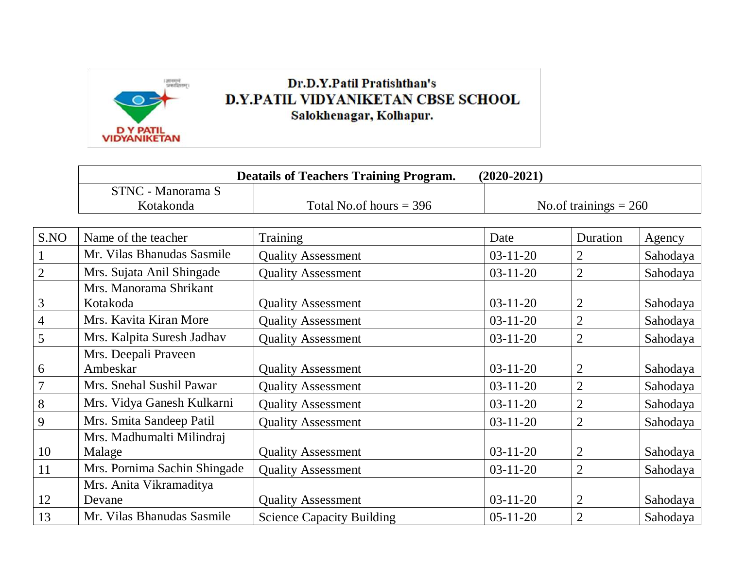Dr.D.Y.Patil Pratishthan's

**D.Y.PATIL VIDYANIKETAN CBSE SCHOOL**

Salokhenagar, Kolhapur.

| Deatails of Teachers Training Program. (2020-2021) | | |
|---|---|---|
| STNC - Manorama S Kotakonda | Total No.of hours = 396 | No.of trainings = 260 |

| S.NO | Name of the teacher | Training | Date | Duration | Agency |
|---|---|---|---|---|---|
| 1 | Mr. Vilas Bhanudas Sasmile | Quality Assessment | 03-11-20 | 2 | Sahodaya |
| 2 | Mrs. Sujata Anil Shingade | Quality Assessment | 03-11-20 | 2 | Sahodaya |
| 3 | Mrs. Manorama Shrikant Kotakoda | Quality Assessment | 03-11-20 | 2 | Sahodaya |
| 4 | Mrs. Kavita Kiran More | Quality Assessment | 03-11-20 | 2 | Sahodaya |
| 5 | Mrs. Kalpita Suresh Jadhav | Quality Assessment | 03-11-20 | 2 | Sahodaya |
| 6 | Mrs. Deepali Praveen Ambeskar | Quality Assessment | 03-11-20 | 2 | Sahodaya |
| 7 | Mrs. Snehal Sushil Pawar | Quality Assessment | 03-11-20 | 2 | Sahodaya |
| 8 | Mrs. Vidya Ganesh Kulkarni | Quality Assessment | 03-11-20 | 2 | Sahodaya |
| 9 | Mrs. Smita Sandeep Patil | Quality Assessment | 03-11-20 | 2 | Sahodaya |
| 10 | Mrs. Madhumalti Milindraj Malage | Quality Assessment | 03-11-20 | 2 | Sahodaya |
| 11 | Mrs. Pornima Sachin Shingade | Quality Assessment | 03-11-20 | 2 | Sahodaya |
| 12 | Mrs. Anita Vikramaditya Devane | Quality Assessment | 03-11-20 | 2 | Sahodaya |
| 13 | Mr. Vilas Bhanudas Sasmile | Science Capacity Building | 05-11-20 | 2 | Sahodaya |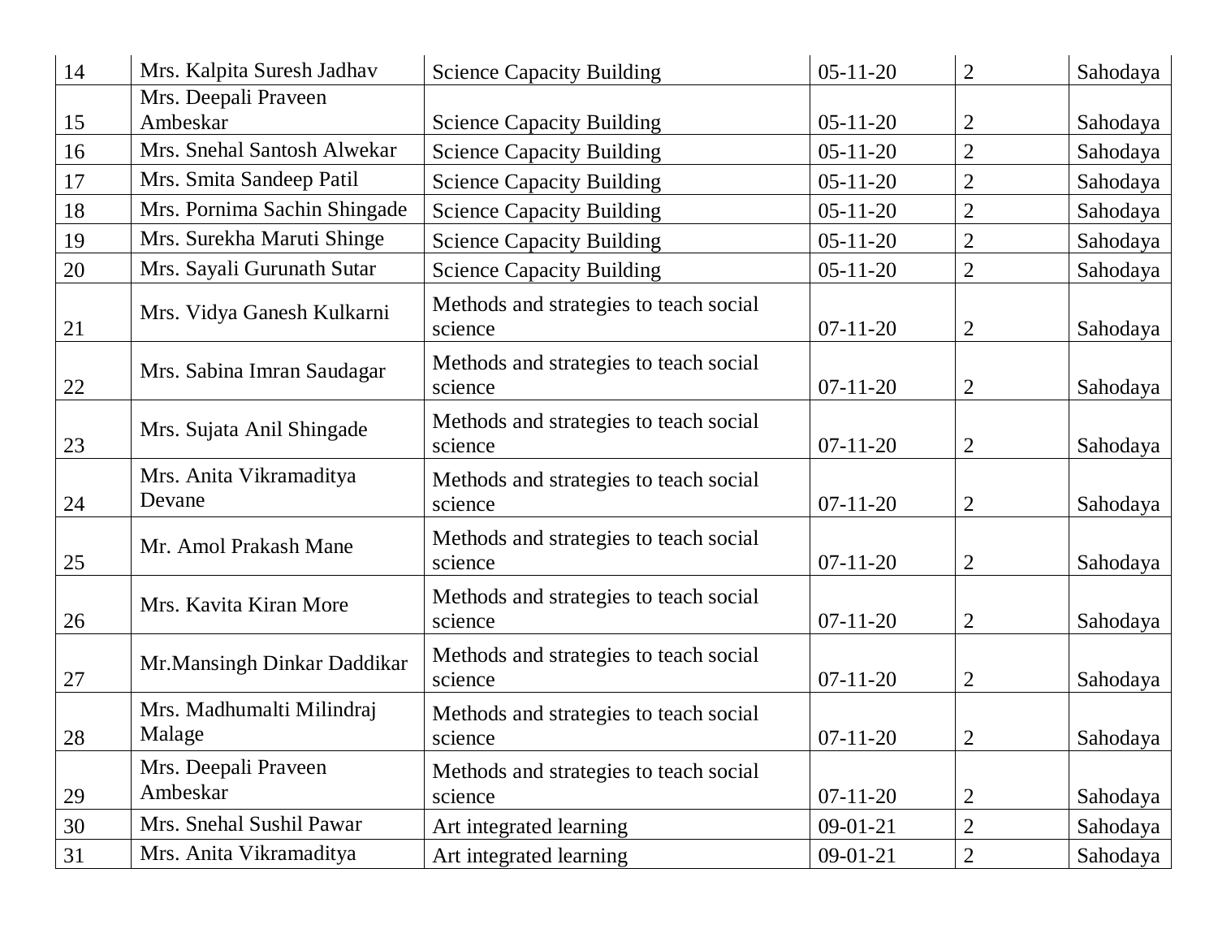| | | | | | |
|---|---|---|---|---|---|
| 14 | Mrs. Kalpita Suresh Jadhav | Science Capacity Building | 05-11-20 | 2 | Sahodaya |
| 15 | Mrs. Deepali Praveen Ambeskar | Science Capacity Building | 05-11-20 | 2 | Sahodaya |
| 16 | Mrs. Snehal Santosh Alwekar | Science Capacity Building | 05-11-20 | 2 | Sahodaya |
| 17 | Mrs. Smita Sandeep Patil | Science Capacity Building | 05-11-20 | 2 | Sahodaya |
| 18 | Mrs. Pornima Sachin Shingade | Science Capacity Building | 05-11-20 | 2 | Sahodaya |
| 19 | Mrs. Surekha Maruti Shinge | Science Capacity Building | 05-11-20 | 2 | Sahodaya |
| 20 | Mrs. Sayali Gurunath Sutar | Science Capacity Building | 05-11-20 | 2 | Sahodaya |
| 21 | Mrs. Vidya Ganesh Kulkarni | Methods and strategies to teach social science | 07-11-20 | 2 | Sahodaya |
| 22 | Mrs. Sabina Imran Saudagar | Methods and strategies to teach social science | 07-11-20 | 2 | Sahodaya |
| 23 | Mrs. Sujata Anil Shingade | Methods and strategies to teach social science | 07-11-20 | 2 | Sahodaya |
| 24 | Mrs. Anita Vikramaditya Devane | Methods and strategies to teach social science | 07-11-20 | 2 | Sahodaya |
| 25 | Mr. Amol Prakash Mane | Methods and strategies to teach social science | 07-11-20 | 2 | Sahodaya |
| 26 | Mrs. Kavita Kiran More | Methods and strategies to teach social science | 07-11-20 | 2 | Sahodaya |
| 27 | Mr.Mansingh Dinkar Daddikar | Methods and strategies to teach social science | 07-11-20 | 2 | Sahodaya |
| 28 | Mrs. Madhumalti Milindraj Malage | Methods and strategies to teach social science | 07-11-20 | 2 | Sahodaya |
| 29 | Mrs. Deepali Praveen Ambeskar | Methods and strategies to teach social science | 07-11-20 | 2 | Sahodaya |
| 30 | Mrs. Snehal Sushil Pawar | Art integrated learning | 09-01-21 | 2 | Sahodaya |
| 31 | Mrs. Anita Vikramaditya | Art integrated learning | 09-01-21 | 2 | Sahodaya |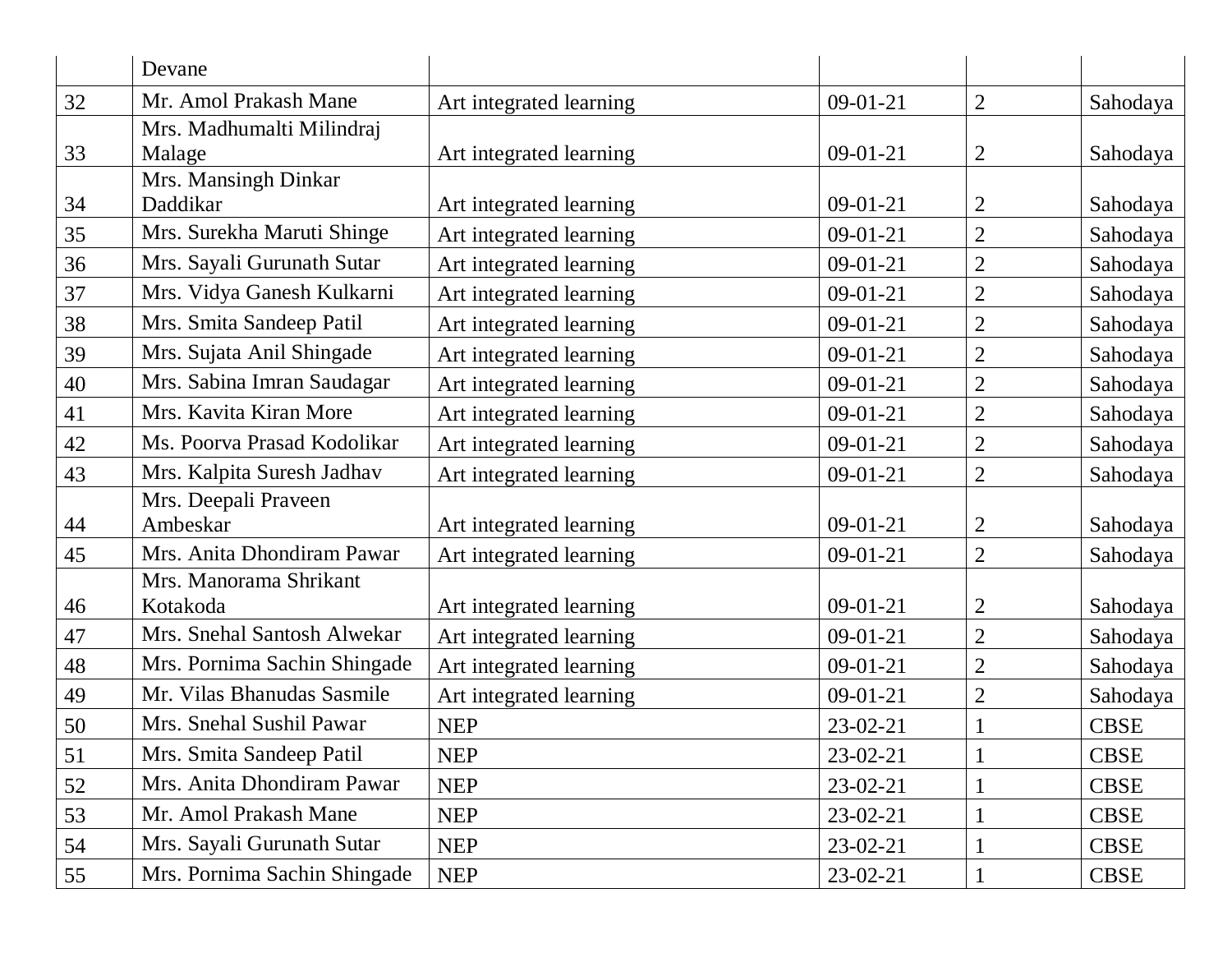| | Devane | | | | |
|---|---|---|---|---|---|
| 32 | Mr. Amol Prakash Mane | Art integrated learning | 09-01-21 | 2 | Sahodaya |
| 33 | Mrs. Madhumalti Milindraj Malage | Art integrated learning | 09-01-21 | 2 | Sahodaya |
| 34 | Mrs. Mansingh Dinkar Daddikar | Art integrated learning | 09-01-21 | 2 | Sahodaya |
| 35 | Mrs. Surekha Maruti Shinge | Art integrated learning | 09-01-21 | 2 | Sahodaya |
| 36 | Mrs. Sayali Gurunath Sutar | Art integrated learning | 09-01-21 | 2 | Sahodaya |
| 37 | Mrs. Vidya Ganesh Kulkarni | Art integrated learning | 09-01-21 | 2 | Sahodaya |
| 38 | Mrs. Smita Sandeep Patil | Art integrated learning | 09-01-21 | 2 | Sahodaya |
| 39 | Mrs. Sujata Anil Shingade | Art integrated learning | 09-01-21 | 2 | Sahodaya |
| 40 | Mrs. Sabina Imran Saudagar | Art integrated learning | 09-01-21 | 2 | Sahodaya |
| 41 | Mrs. Kavita Kiran More | Art integrated learning | 09-01-21 | 2 | Sahodaya |
| 42 | Ms. Poorva Prasad Kodolikar | Art integrated learning | 09-01-21 | 2 | Sahodaya |
| 43 | Mrs. Kalpita Suresh Jadhav | Art integrated learning | 09-01-21 | 2 | Sahodaya |
| 44 | Mrs. Deepali Praveen Ambeskar | Art integrated learning | 09-01-21 | 2 | Sahodaya |
| 45 | Mrs. Anita Dhondiram Pawar | Art integrated learning | 09-01-21 | 2 | Sahodaya |
| 46 | Mrs. Manorama Shrikant Kotakoda | Art integrated learning | 09-01-21 | 2 | Sahodaya |
| 47 | Mrs. Snehal Santosh Alwekar | Art integrated learning | 09-01-21 | 2 | Sahodaya |
| 48 | Mrs. Pornima Sachin Shingade | Art integrated learning | 09-01-21 | 2 | Sahodaya |
| 49 | Mr. Vilas Bhanudas Sasmile | Art integrated learning | 09-01-21 | 2 | Sahodaya |
| 50 | Mrs. Snehal Sushil Pawar | NEP | 23-02-21 | 1 | CBSE |
| 51 | Mrs. Smita Sandeep Patil | NEP | 23-02-21 | 1 | CBSE |
| 52 | Mrs. Anita Dhondiram Pawar | NEP | 23-02-21 | 1 | CBSE |
| 53 | Mr. Amol Prakash Mane | NEP | 23-02-21 | 1 | CBSE |
| 54 | Mrs. Sayali Gurunath Sutar | NEP | 23-02-21 | 1 | CBSE |
| 55 | Mrs. Pornima Sachin Shingade | NEP | 23-02-21 | 1 | CBSE |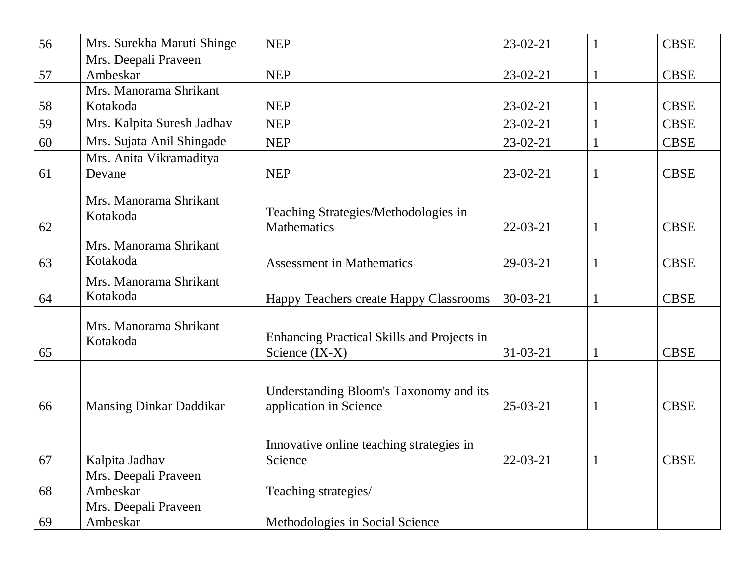| 56 | Mrs. Surekha Maruti Shinge | NEP | 23-02-21 | 1 | CBSE |
|---|---|---|---|---|---|
| 57 | Mrs. Deepali Praveen Ambeskar | NEP | 23-02-21 | 1 | CBSE |
| 58 | Mrs. Manorama Shrikant Kotakoda | NEP | 23-02-21 | 1 | CBSE |
| 59 | Mrs. Kalpita Suresh Jadhav | NEP | 23-02-21 | 1 | CBSE |
| 60 | Mrs. Sujata Anil Shingade | NEP | 23-02-21 | 1 | CBSE |
| 61 | Mrs. Anita Vikramaditya Devane | NEP | 23-02-21 | 1 | CBSE |
| 62 | Mrs. Manorama Shrikant Kotakoda | Teaching Strategies/Methodologies in Mathematics | 22-03-21 | 1 | CBSE |
| 63 | Mrs. Manorama Shrikant Kotakoda | Assessment in Mathematics | 29-03-21 | 1 | CBSE |
| 64 | Mrs. Manorama Shrikant Kotakoda | Happy Teachers create Happy Classrooms | 30-03-21 | 1 | CBSE |
| 65 | Mrs. Manorama Shrikant Kotakoda | Enhancing Practical Skills and Projects in Science (IX-X) | 31-03-21 | 1 | CBSE |
| 66 | Mansing Dinkar Daddikar | Understanding Bloom's Taxonomy and its application in Science | 25-03-21 | 1 | CBSE |
| 67 | Kalpita Jadhav | Innovative online teaching strategies in Science | 22-03-21 | 1 | CBSE |
| 68 | Mrs. Deepali Praveen Ambeskar | Teaching strategies/ | | | |
| 69 | Mrs. Deepali Praveen Ambeskar | Methodologies in Social Science | | | |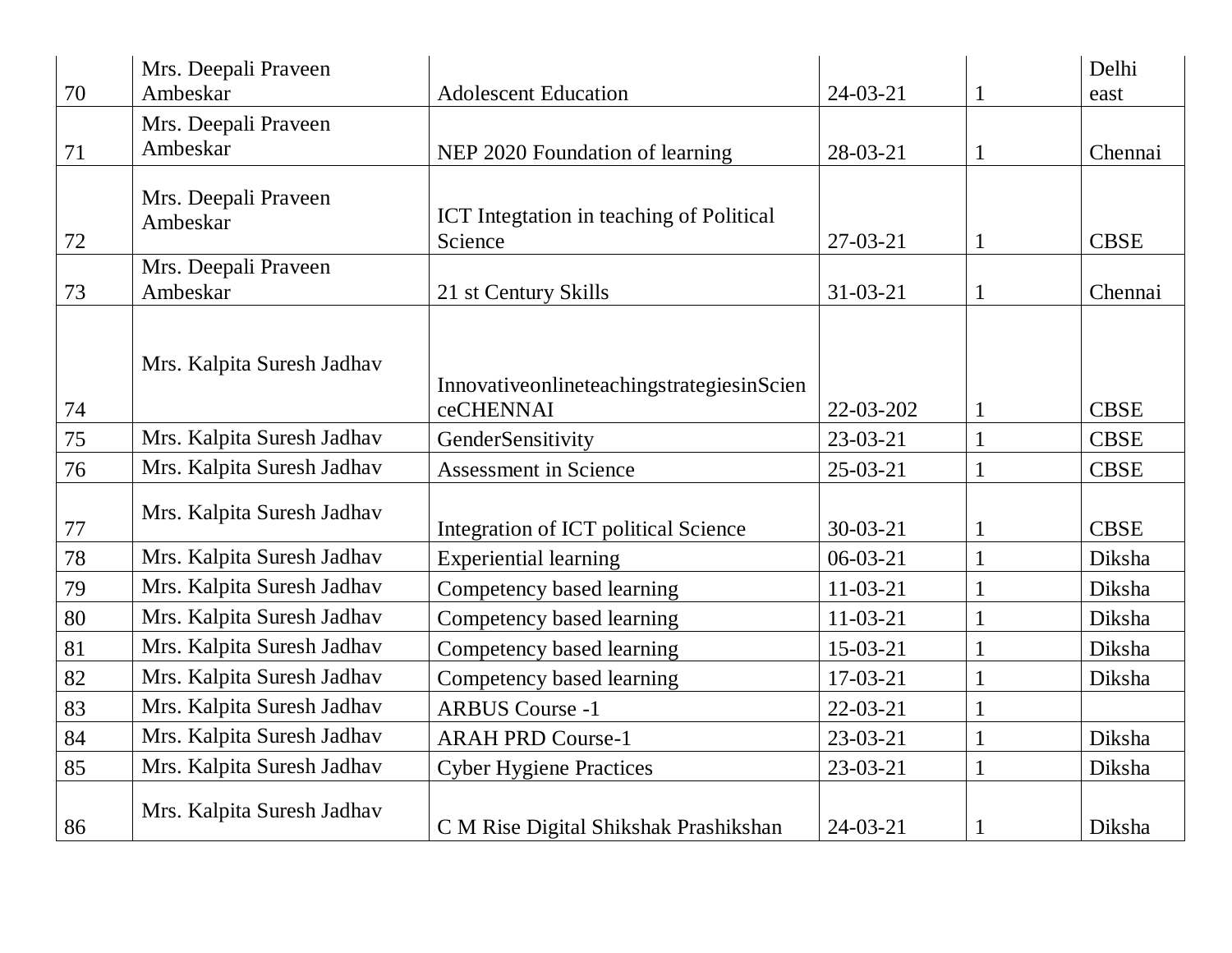| 70 | Mrs. Deepali Praveen Ambeskar | Adolescent Education | 24-03-21 | 1 | Delhi east |
|---|---|---|---|---|---|
| 71 | Mrs. Deepali Praveen Ambeskar | NEP 2020 Foundation of learning | 28-03-21 | 1 | Chennai |
| 72 | Mrs. Deepali Praveen Ambeskar | ICT Integtation in teaching of Political Science | 27-03-21 | 1 | CBSE |
| 73 | Mrs. Deepali Praveen Ambeskar | 21 st Century Skills | 31-03-21 | 1 | Chennai |
| 74 | Mrs. Kalpita Suresh Jadhav | InnovativeonlineteachingstrategiesinScienceCHENNAI | 22-03-202 | 1 | CBSE |
| 75 | Mrs. Kalpita Suresh Jadhav | GenderSensitivity | 23-03-21 | 1 | CBSE |
| 76 | Mrs. Kalpita Suresh Jadhav | Assessment in Science | 25-03-21 | 1 | CBSE |
| 77 | Mrs. Kalpita Suresh Jadhav | Integration of ICT political Science | 30-03-21 | 1 | CBSE |
| 78 | Mrs. Kalpita Suresh Jadhav | Experiential learning | 06-03-21 | 1 | Diksha |
| 79 | Mrs. Kalpita Suresh Jadhav | Competency based learning | 11-03-21 | 1 | Diksha |
| 80 | Mrs. Kalpita Suresh Jadhav | Competency based learning | 11-03-21 | 1 | Diksha |
| 81 | Mrs. Kalpita Suresh Jadhav | Competency based learning | 15-03-21 | 1 | Diksha |
| 82 | Mrs. Kalpita Suresh Jadhav | Competency based learning | 17-03-21 | 1 | Diksha |
| 83 | Mrs. Kalpita Suresh Jadhav | ARBUS Course -1 | 22-03-21 | 1 | |
| 84 | Mrs. Kalpita Suresh Jadhav | ARAH PRD Course-1 | 23-03-21 | 1 | Diksha |
| 85 | Mrs. Kalpita Suresh Jadhav | Cyber Hygiene Practices | 23-03-21 | 1 | Diksha |
| 86 | Mrs. Kalpita Suresh Jadhav | C M Rise Digital Shikshak Prashikshan | 24-03-21 | 1 | Diksha |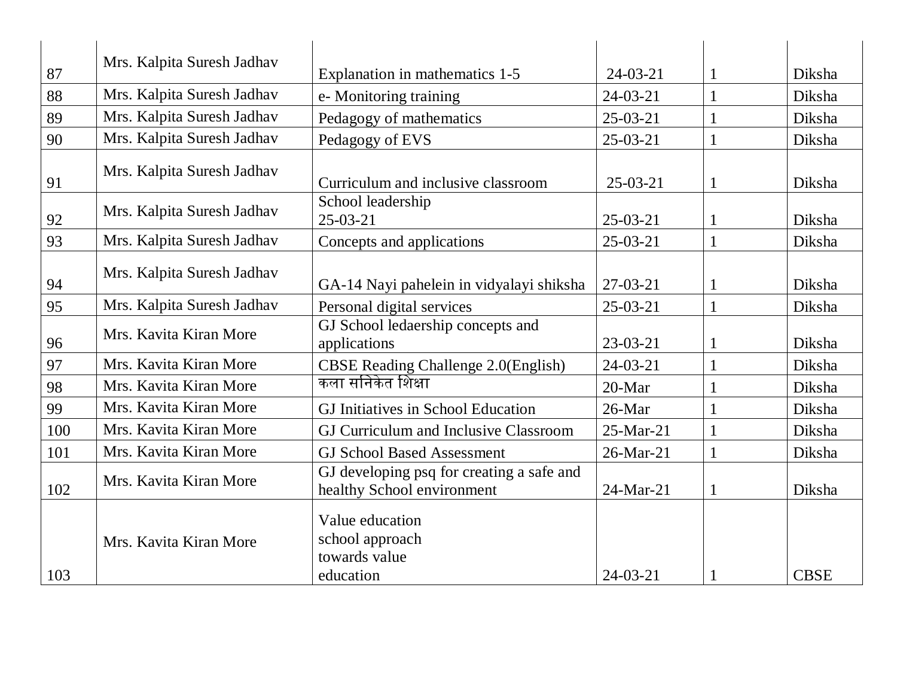| 87 | Mrs. Kalpita Suresh Jadhav | Explanation in mathematics 1-5 | 24-03-21 | 1 | Diksha |
|---|---|---|---|---|---|
| 88 | Mrs. Kalpita Suresh Jadhav | e- Monitoring training | 24-03-21 | 1 | Diksha |
| 89 | Mrs. Kalpita Suresh Jadhav | Pedagogy of mathematics | 25-03-21 | 1 | Diksha |
| 90 | Mrs. Kalpita Suresh Jadhav | Pedagogy of EVS | 25-03-21 | 1 | Diksha |
| 91 | Mrs. Kalpita Suresh Jadhav | Curriculum and inclusive classroom | 25-03-21 | 1 | Diksha |
| 92 | Mrs. Kalpita Suresh Jadhav | School leadership 25-03-21 | 25-03-21 | 1 | Diksha |
| 93 | Mrs. Kalpita Suresh Jadhav | Concepts and applications | 25-03-21 | 1 | Diksha |
| 94 | Mrs. Kalpita Suresh Jadhav | GA-14 Nayi pahelein in vidyalayi shiksha | 27-03-21 | 1 | Diksha |
| 95 | Mrs. Kalpita Suresh Jadhav | Personal digital services | 25-03-21 | 1 | Diksha |
| 96 | Mrs. Kavita Kiran More | GJ School ledaership concepts and applications | 23-03-21 | 1 | Diksha |
| 97 | Mrs. Kavita Kiran More | CBSE Reading Challenge 2.0(English) | 24-03-21 | 1 | Diksha |
| 98 | Mrs. Kavita Kiran More | कला सनिकेत शिक्षा | 20-Mar | 1 | Diksha |
| 99 | Mrs. Kavita Kiran More | GJ Initiatives in School Education | 26-Mar | 1 | Diksha |
| 100 | Mrs. Kavita Kiran More | GJ Curriculum and Inclusive Classroom | 25-Mar-21 | 1 | Diksha |
| 101 | Mrs. Kavita Kiran More | GJ School Based Assessment | 26-Mar-21 | 1 | Diksha |
| 102 | Mrs. Kavita Kiran More | GJ developing psq for creating a safe and healthy School environment | 24-Mar-21 | 1 | Diksha |
| 103 | Mrs. Kavita Kiran More | Value education school approach towards value education | 24-03-21 | 1 | CBSE |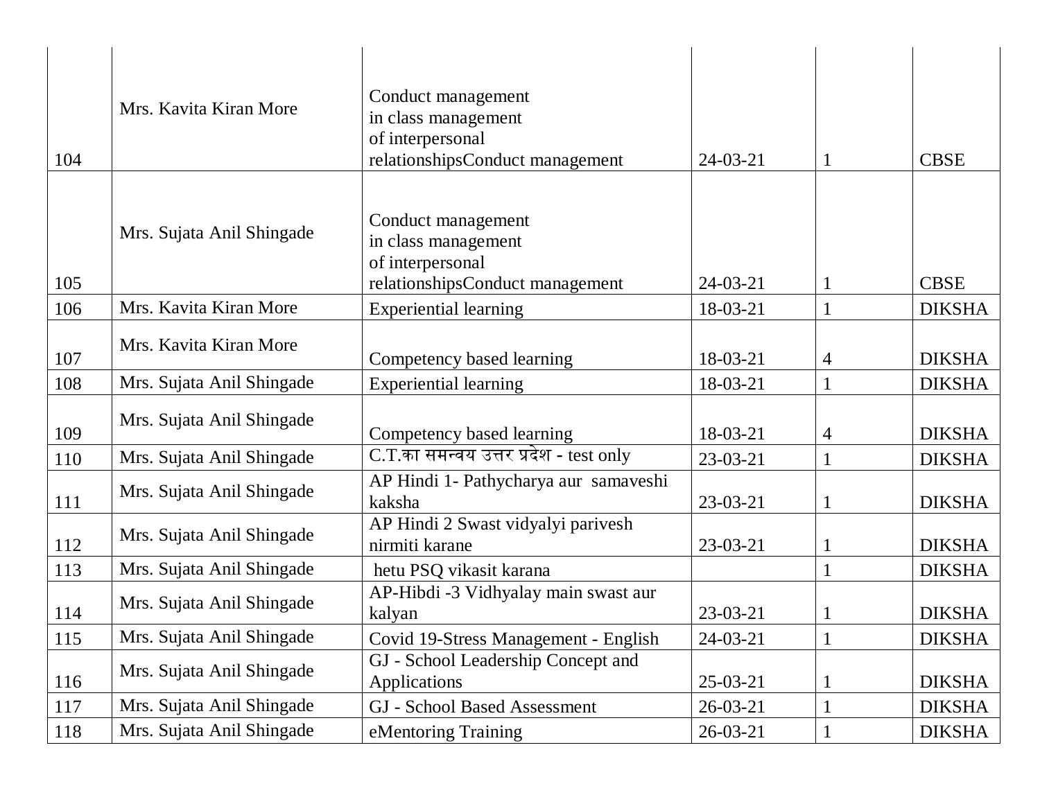| 104 | Mrs. Kavita Kiran More | Conduct management in class management of interpersonal relationshipsConduct management | 24-03-21 | 1 | CBSE |
|---|---|---|---|---|---|
| 105 | Mrs. Sujata Anil Shingade | Conduct management in class management of interpersonal relationshipsConduct management | 24-03-21 | 1 | CBSE |
| 106 | Mrs. Kavita Kiran More | Experiential learning | 18-03-21 | 1 | DIKSHA |
| 107 | Mrs. Kavita Kiran More | Competency based learning | 18-03-21 | 4 | DIKSHA |
| 108 | Mrs. Sujata Anil Shingade | Experiential learning | 18-03-21 | 1 | DIKSHA |
| 109 | Mrs. Sujata Anil Shingade | Competency based learning | 18-03-21 | 4 | DIKSHA |
| 110 | Mrs. Sujata Anil Shingade | C.T.का समन्वय उत्तर प्रदेश - test only | 23-03-21 | 1 | DIKSHA |
| 111 | Mrs. Sujata Anil Shingade | AP Hindi 1- Pathycharya aur samaveshi kaksha | 23-03-21 | 1 | DIKSHA |
| 112 | Mrs. Sujata Anil Shingade | AP Hindi 2 Swast vidyalyi parivesh nirmiti karane | 23-03-21 | 1 | DIKSHA |
| 113 | Mrs. Sujata Anil Shingade | hetu PSQ vikasit karana | | 1 | DIKSHA |
| 114 | Mrs. Sujata Anil Shingade | AP-Hibdi -3 Vidhyalay main swast aur kalyan | 23-03-21 | 1 | DIKSHA |
| 115 | Mrs. Sujata Anil Shingade | Covid 19-Stress Management - English | 24-03-21 | 1 | DIKSHA |
| 116 | Mrs. Sujata Anil Shingade | GJ - School Leadership Concept and Applications | 25-03-21 | 1 | DIKSHA |
| 117 | Mrs. Sujata Anil Shingade | GJ - School Based Assessment | 26-03-21 | 1 | DIKSHA |
| 118 | Mrs. Sujata Anil Shingade | eMentoring Training | 26-03-21 | 1 | DIKSHA |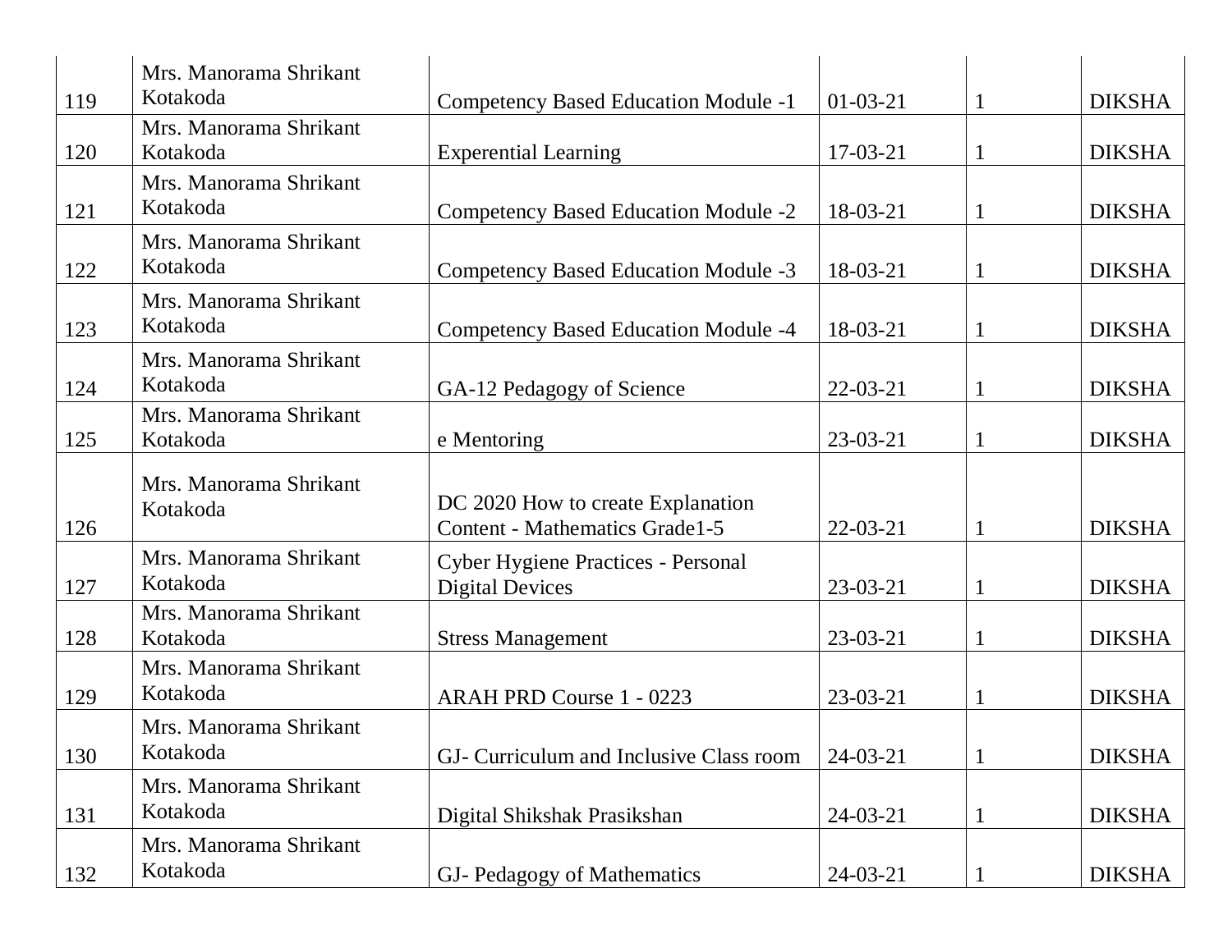| 119 | Mrs. Manorama Shrikant Kotakoda | Competency Based Education Module -1 | 01-03-21 | 1 | DIKSHA |
|---|---|---|---|---|---|
| 120 | Mrs. Manorama Shrikant Kotakoda | Experential Learning | 17-03-21 | 1 | DIKSHA |
| 121 | Mrs. Manorama Shrikant Kotakoda | Competency Based Education Module -2 | 18-03-21 | 1 | DIKSHA |
| 122 | Mrs. Manorama Shrikant Kotakoda | Competency Based Education Module -3 | 18-03-21 | 1 | DIKSHA |
| 123 | Mrs. Manorama Shrikant Kotakoda | Competency Based Education Module -4 | 18-03-21 | 1 | DIKSHA |
| 124 | Mrs. Manorama Shrikant Kotakoda | GA-12 Pedagogy of Science | 22-03-21 | 1 | DIKSHA |
| 125 | Mrs. Manorama Shrikant Kotakoda | e Mentoring | 23-03-21 | 1 | DIKSHA |
| 126 | Mrs. Manorama Shrikant Kotakoda | DC 2020 How to create Explanation Content - Mathematics Grade1-5 | 22-03-21 | 1 | DIKSHA |
| 127 | Mrs. Manorama Shrikant Kotakoda | Cyber Hygiene Practices - Personal Digital Devices | 23-03-21 | 1 | DIKSHA |
| 128 | Mrs. Manorama Shrikant Kotakoda | Stress Management | 23-03-21 | 1 | DIKSHA |
| 129 | Mrs. Manorama Shrikant Kotakoda | ARAH PRD Course 1 - 0223 | 23-03-21 | 1 | DIKSHA |
| 130 | Mrs. Manorama Shrikant Kotakoda | GJ- Curriculum and Inclusive Class room | 24-03-21 | 1 | DIKSHA |
| 131 | Mrs. Manorama Shrikant Kotakoda | Digital Shikshak Prasikshan | 24-03-21 | 1 | DIKSHA |
| 132 | Mrs. Manorama Shrikant Kotakoda | GJ- Pedagogy of Mathematics | 24-03-21 | 1 | DIKSHA |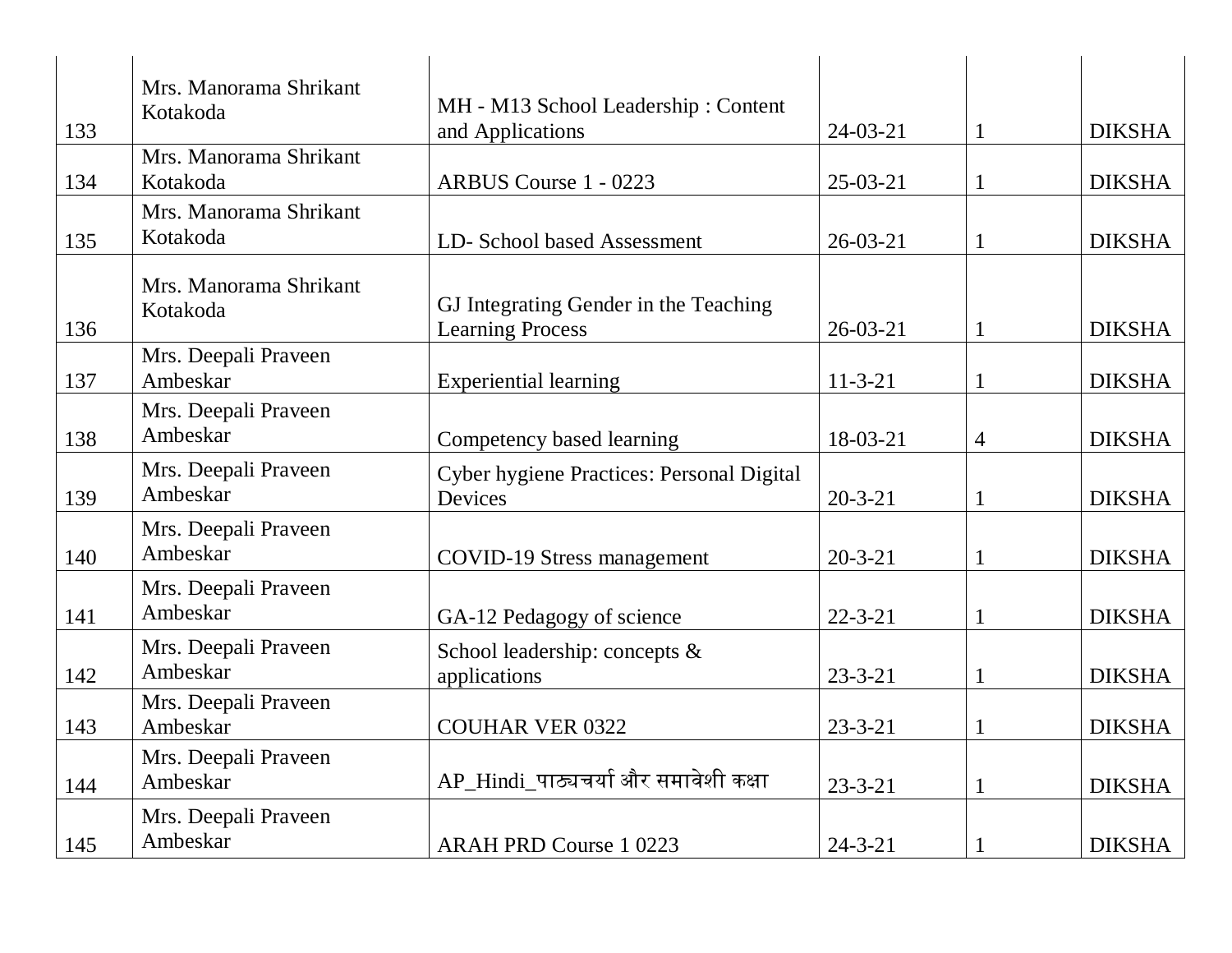| 133 | Mrs. Manorama Shrikant Kotakoda | MH - M13 School Leadership : Content and Applications | 24-03-21 | 1 | DIKSHA |
|---|---|---|---|---|---|
| 134 | Mrs. Manorama Shrikant Kotakoda | ARBUS Course 1 - 0223 | 25-03-21 | 1 | DIKSHA |
| 135 | Mrs. Manorama Shrikant Kotakoda | LD- School based Assessment | 26-03-21 | 1 | DIKSHA |
| 136 | Mrs. Manorama Shrikant Kotakoda | GJ Integrating Gender in the Teaching Learning Process | 26-03-21 | 1 | DIKSHA |
| 137 | Mrs. Deepali Praveen Ambeskar | Experiential learning | 11-3-21 | 1 | DIKSHA |
| 138 | Mrs. Deepali Praveen Ambeskar | Competency based learning | 18-03-21 | 4 | DIKSHA |
| 139 | Mrs. Deepali Praveen Ambeskar | Cyber hygiene Practices: Personal Digital Devices | 20-3-21 | 1 | DIKSHA |
| 140 | Mrs. Deepali Praveen Ambeskar | COVID-19 Stress management | 20-3-21 | 1 | DIKSHA |
| 141 | Mrs. Deepali Praveen Ambeskar | GA-12 Pedagogy of science | 22-3-21 | 1 | DIKSHA |
| 142 | Mrs. Deepali Praveen Ambeskar | School leadership: concepts & applications | 23-3-21 | 1 | DIKSHA |
| 143 | Mrs. Deepali Praveen Ambeskar | COUHAR VER 0322 | 23-3-21 | 1 | DIKSHA |
| 144 | Mrs. Deepali Praveen Ambeskar | AP_Hindi_पाठ्यचर्या और समावेशी कक्षा | 23-3-21 | 1 | DIKSHA |
| 145 | Mrs. Deepali Praveen Ambeskar | ARAH PRD Course 1 0223 | 24-3-21 | 1 | DIKSHA |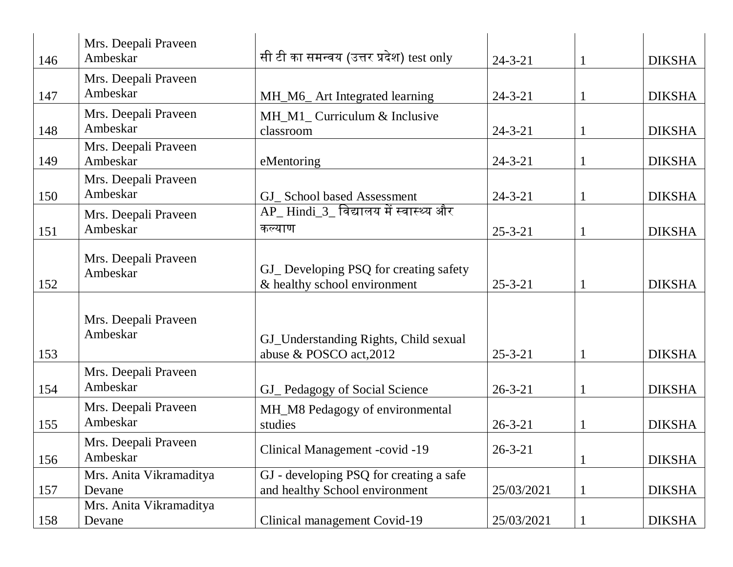| 146 | Mrs. Deepali Praveen Ambeskar | सी टी का समन्वय (उत्तर प्रदेश) test only | 24-3-21 | 1 | DIKSHA |
|---|---|---|---|---|---|
| 147 | Mrs. Deepali Praveen Ambeskar | MH_M6_ Art Integrated learning | 24-3-21 | 1 | DIKSHA |
| 148 | Mrs. Deepali Praveen Ambeskar | MH_M1_ Curriculum & Inclusive classroom | 24-3-21 | 1 | DIKSHA |
| 149 | Mrs. Deepali Praveen Ambeskar | eMentoring | 24-3-21 | 1 | DIKSHA |
| 150 | Mrs. Deepali Praveen Ambeskar | GJ_ School based Assessment | 24-3-21 | 1 | DIKSHA |
| 151 | Mrs. Deepali Praveen Ambeskar | AP_ Hindi_3_ विद्यालय में स्वास्थ्य और कल्याण | 25-3-21 | 1 | DIKSHA |
| 152 | Mrs. Deepali Praveen Ambeskar | GJ_ Developing PSQ for creating safety & healthy school environment | 25-3-21 | 1 | DIKSHA |
| 153 | Mrs. Deepali Praveen Ambeskar | GJ_Understanding Rights, Child sexual abuse & POSCO act,2012 | 25-3-21 | 1 | DIKSHA |
| 154 | Mrs. Deepali Praveen Ambeskar | GJ_ Pedagogy of Social Science | 26-3-21 | 1 | DIKSHA |
| 155 | Mrs. Deepali Praveen Ambeskar | MH_M8 Pedagogy of environmental studies | 26-3-21 | 1 | DIKSHA |
| 156 | Mrs. Deepali Praveen Ambeskar | Clinical Management -covid -19 | 26-3-21 | 1 | DIKSHA |
| 157 | Mrs. Anita Vikramaditya Devane | GJ - developing PSQ for creating a safe and healthy School environment | 25/03/2021 | 1 | DIKSHA |
| 158 | Mrs. Anita Vikramaditya Devane | Clinical management Covid-19 | 25/03/2021 | 1 | DIKSHA |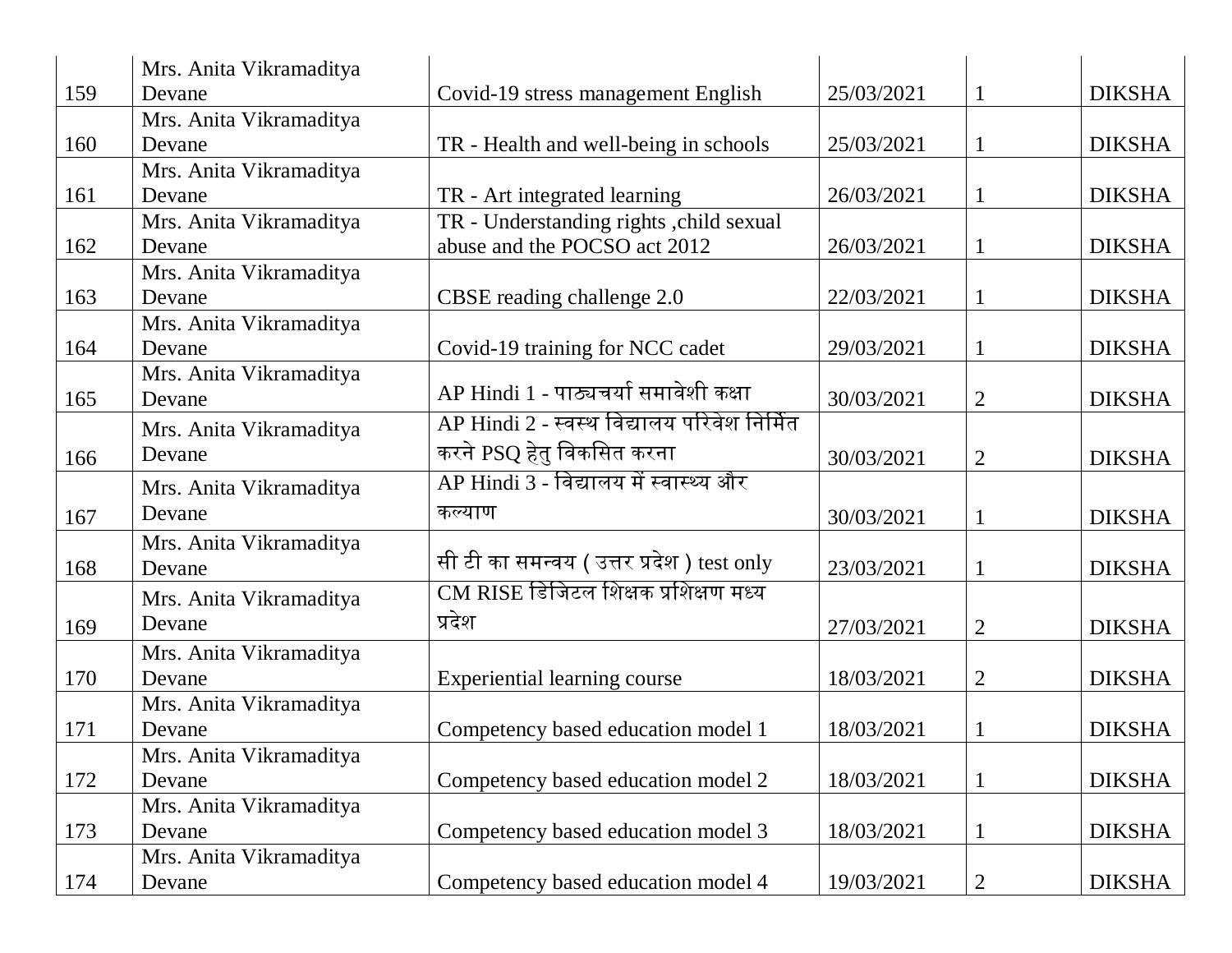| 159 | Mrs. Anita Vikramaditya Devane | Covid-19 stress management English | 25/03/2021 | 1 | DIKSHA |
|---|---|---|---|---|---|
| 160 | Mrs. Anita Vikramaditya Devane | TR - Health and well-being in schools | 25/03/2021 | 1 | DIKSHA |
| 161 | Mrs. Anita Vikramaditya Devane | TR - Art integrated learning | 26/03/2021 | 1 | DIKSHA |
| 162 | Mrs. Anita Vikramaditya Devane | TR - Understanding rights ,child sexual abuse and the POCSO act 2012 | 26/03/2021 | 1 | DIKSHA |
| 163 | Mrs. Anita Vikramaditya Devane | CBSE reading challenge 2.0 | 22/03/2021 | 1 | DIKSHA |
| 164 | Mrs. Anita Vikramaditya Devane | Covid-19 training for NCC cadet | 29/03/2021 | 1 | DIKSHA |
| 165 | Mrs. Anita Vikramaditya Devane | AP Hindi 1 - पाठ्यचर्या समावेशी कक्षा | 30/03/2021 | 2 | DIKSHA |
| 166 | Mrs. Anita Vikramaditya Devane | AP Hindi 2 - स्वस्थ विद्यालय परिवेश निर्मित करने PSQ हेतु विकसित करना | 30/03/2021 | 2 | DIKSHA |
| 167 | Mrs. Anita Vikramaditya Devane | AP Hindi 3 - विद्यालय में स्वास्थ्य और कल्याण | 30/03/2021 | 1 | DIKSHA |
| 168 | Mrs. Anita Vikramaditya Devane | सी टी का समन्वय ( उत्तर प्रदेश ) test only | 23/03/2021 | 1 | DIKSHA |
| 169 | Mrs. Anita Vikramaditya Devane | CM RISE डिजिटल शिक्षक प्रशिक्षण मध्य प्रदेश | 27/03/2021 | 2 | DIKSHA |
| 170 | Mrs. Anita Vikramaditya Devane | Experiential learning course | 18/03/2021 | 2 | DIKSHA |
| 171 | Mrs. Anita Vikramaditya Devane | Competency based education model 1 | 18/03/2021 | 1 | DIKSHA |
| 172 | Mrs. Anita Vikramaditya Devane | Competency based education model 2 | 18/03/2021 | 1 | DIKSHA |
| 173 | Mrs. Anita Vikramaditya Devane | Competency based education model 3 | 18/03/2021 | 1 | DIKSHA |
| 174 | Mrs. Anita Vikramaditya Devane | Competency based education model 4 | 19/03/2021 | 2 | DIKSHA |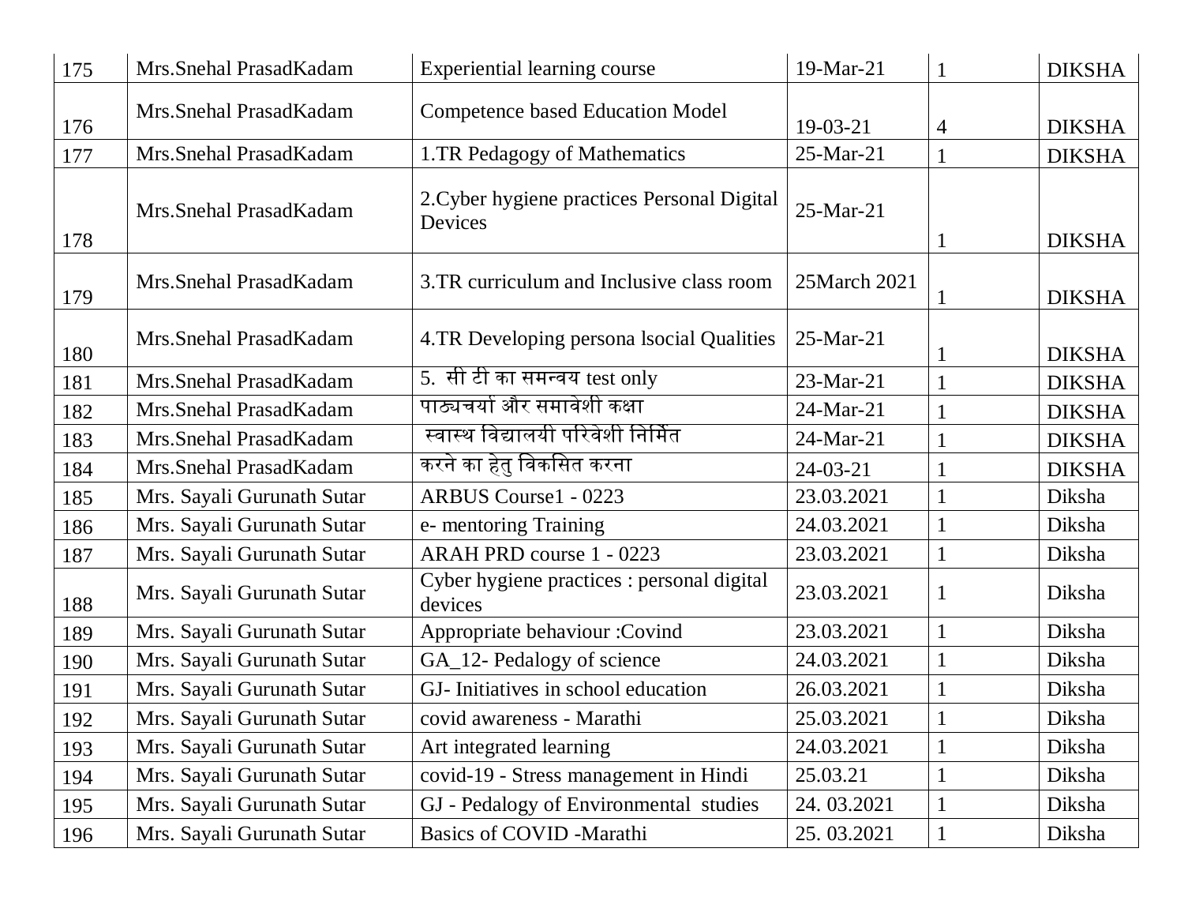| 175 | Mrs.Snehal PrasadKadam | Experiential learning course | 19-Mar-21 | 1 | DIKSHA |
|---|---|---|---|---|---|
| 176 | Mrs.Snehal PrasadKadam | Competence based Education Model | 19-03-21 | 4 | DIKSHA |
| 177 | Mrs.Snehal PrasadKadam | 1.TR Pedagogy of Mathematics | 25-Mar-21 | 1 | DIKSHA |
| 178 | Mrs.Snehal PrasadKadam | 2.Cyber hygiene practices Personal Digital Devices | 25-Mar-21 | 1 | DIKSHA |
| 179 | Mrs.Snehal PrasadKadam | 3.TR curriculum and Inclusive class room | 25March 2021 | 1 | DIKSHA |
| 180 | Mrs.Snehal PrasadKadam | 4.TR Developing persona lsocial Qualities | 25-Mar-21 | 1 | DIKSHA |
| 181 | Mrs.Snehal PrasadKadam | 5. सी टी का समन्वय test only | 23-Mar-21 | 1 | DIKSHA |
| 182 | Mrs.Snehal PrasadKadam | पाठ्यचर्या और समावेशी कक्षा | 24-Mar-21 | 1 | DIKSHA |
| 183 | Mrs.Snehal PrasadKadam | स्वास्थ विद्यालयी परिवेशी निर्मित | 24-Mar-21 | 1 | DIKSHA |
| 184 | Mrs.Snehal PrasadKadam | करने का हेतु विकसित करना | 24-03-21 | 1 | DIKSHA |
| 185 | Mrs. Sayali Gurunath Sutar | ARBUS Course1 - 0223 | 23.03.2021 | 1 | Diksha |
| 186 | Mrs. Sayali Gurunath Sutar | e- mentoring Training | 24.03.2021 | 1 | Diksha |
| 187 | Mrs. Sayali Gurunath Sutar | ARAH PRD course 1 - 0223 | 23.03.2021 | 1 | Diksha |
| 188 | Mrs. Sayali Gurunath Sutar | Cyber hygiene practices : personal digital devices | 23.03.2021 | 1 | Diksha |
| 189 | Mrs. Sayali Gurunath Sutar | Appropriate behaviour :Covind | 23.03.2021 | 1 | Diksha |
| 190 | Mrs. Sayali Gurunath Sutar | GA_12- Pedalogy of science | 24.03.2021 | 1 | Diksha |
| 191 | Mrs. Sayali Gurunath Sutar | GJ- Initiatives in school education | 26.03.2021 | 1 | Diksha |
| 192 | Mrs. Sayali Gurunath Sutar | covid awareness - Marathi | 25.03.2021 | 1 | Diksha |
| 193 | Mrs. Sayali Gurunath Sutar | Art integrated learning | 24.03.2021 | 1 | Diksha |
| 194 | Mrs. Sayali Gurunath Sutar | covid-19 - Stress management in Hindi | 25.03.21 | 1 | Diksha |
| 195 | Mrs. Sayali Gurunath Sutar | GJ - Pedalogy of Environmental studies | 24. 03.2021 | 1 | Diksha |
| 196 | Mrs. Sayali Gurunath Sutar | Basics of COVID -Marathi | 25. 03.2021 | 1 | Diksha |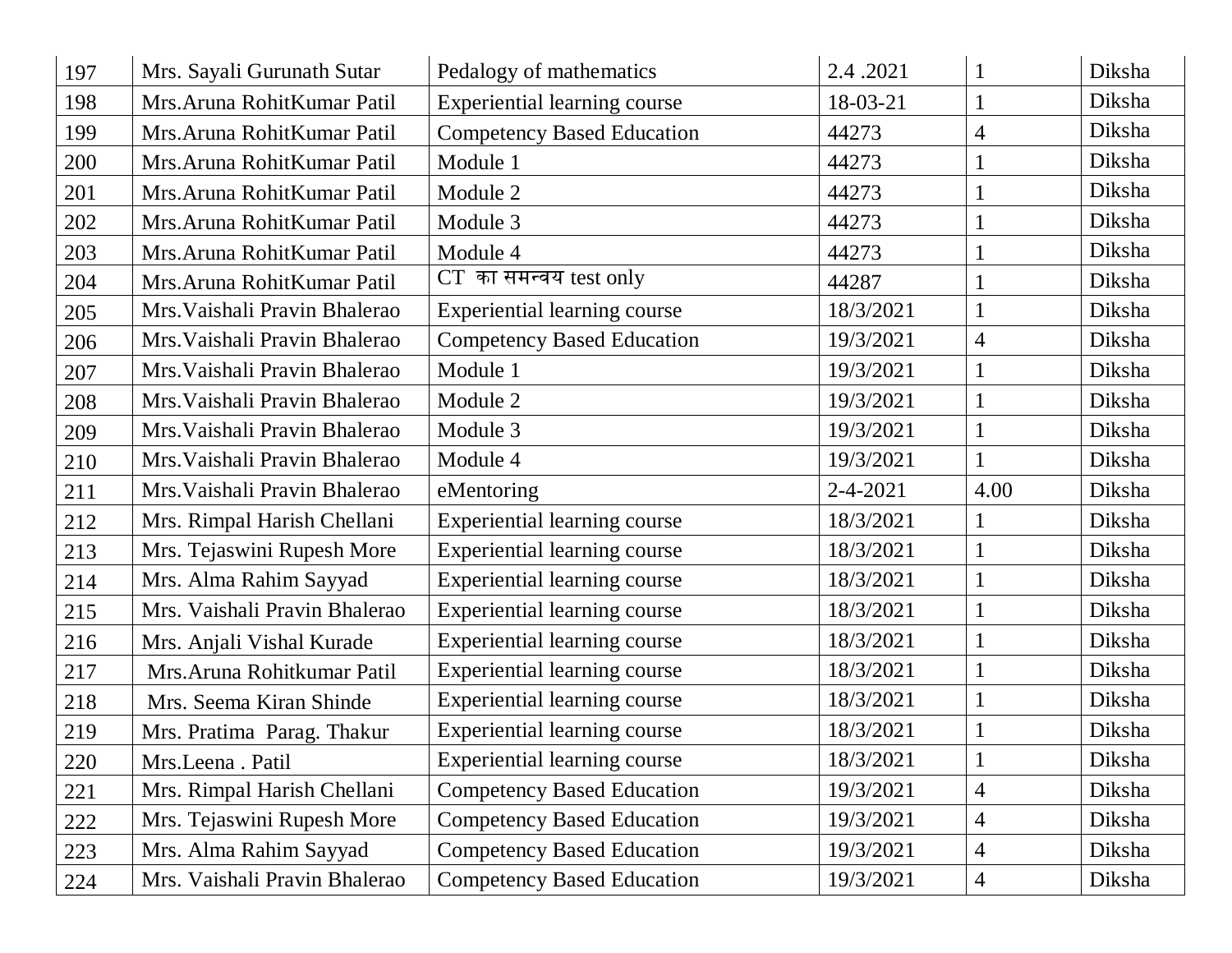| 197 | Mrs. Sayali Gurunath Sutar | Pedalogy of mathematics | 2.4 .2021 | 1 | Diksha |
|---|---|---|---|---|---|
| 198 | Mrs.Aruna RohitKumar Patil | Experiential learning course | 18-03-21 | 1 | Diksha |
| 199 | Mrs.Aruna RohitKumar Patil | Competency Based Education | 44273 | 4 | Diksha |
| 200 | Mrs.Aruna RohitKumar Patil | Module 1 | 44273 | 1 | Diksha |
| 201 | Mrs.Aruna RohitKumar Patil | Module 2 | 44273 | 1 | Diksha |
| 202 | Mrs.Aruna RohitKumar Patil | Module 3 | 44273 | 1 | Diksha |
| 203 | Mrs.Aruna RohitKumar Patil | Module 4 | 44273 | 1 | Diksha |
| 204 | Mrs.Aruna RohitKumar Patil | CT का समन्वय test only | 44287 | 1 | Diksha |
| 205 | Mrs.Vaishali Pravin Bhalerao | Experiential learning course | 18/3/2021 | 1 | Diksha |
| 206 | Mrs.Vaishali Pravin Bhalerao | Competency Based Education | 19/3/2021 | 4 | Diksha |
| 207 | Mrs.Vaishali Pravin Bhalerao | Module 1 | 19/3/2021 | 1 | Diksha |
| 208 | Mrs.Vaishali Pravin Bhalerao | Module 2 | 19/3/2021 | 1 | Diksha |
| 209 | Mrs.Vaishali Pravin Bhalerao | Module 3 | 19/3/2021 | 1 | Diksha |
| 210 | Mrs.Vaishali Pravin Bhalerao | Module 4 | 19/3/2021 | 1 | Diksha |
| 211 | Mrs.Vaishali Pravin Bhalerao | eMentoring | 2-4-2021 | 4.00 | Diksha |
| 212 | Mrs. Rimpal Harish Chellani | Experiential learning course | 18/3/2021 | 1 | Diksha |
| 213 | Mrs. Tejaswini Rupesh More | Experiential learning course | 18/3/2021 | 1 | Diksha |
| 214 | Mrs. Alma Rahim Sayyad | Experiential learning course | 18/3/2021 | 1 | Diksha |
| 215 | Mrs. Vaishali Pravin Bhalerao | Experiential learning course | 18/3/2021 | 1 | Diksha |
| 216 | Mrs. Anjali Vishal Kurade | Experiential learning course | 18/3/2021 | 1 | Diksha |
| 217 | Mrs.Aruna Rohitkumar Patil | Experiential learning course | 18/3/2021 | 1 | Diksha |
| 218 | Mrs. Seema Kiran Shinde | Experiential learning course | 18/3/2021 | 1 | Diksha |
| 219 | Mrs. Pratima Parag. Thakur | Experiential learning course | 18/3/2021 | 1 | Diksha |
| 220 | Mrs.Leena . Patil | Experiential learning course | 18/3/2021 | 1 | Diksha |
| 221 | Mrs. Rimpal Harish Chellani | Competency Based Education | 19/3/2021 | 4 | Diksha |
| 222 | Mrs. Tejaswini Rupesh More | Competency Based Education | 19/3/2021 | 4 | Diksha |
| 223 | Mrs. Alma Rahim Sayyad | Competency Based Education | 19/3/2021 | 4 | Diksha |
| 224 | Mrs. Vaishali Pravin Bhalerao | Competency Based Education | 19/3/2021 | 4 | Diksha |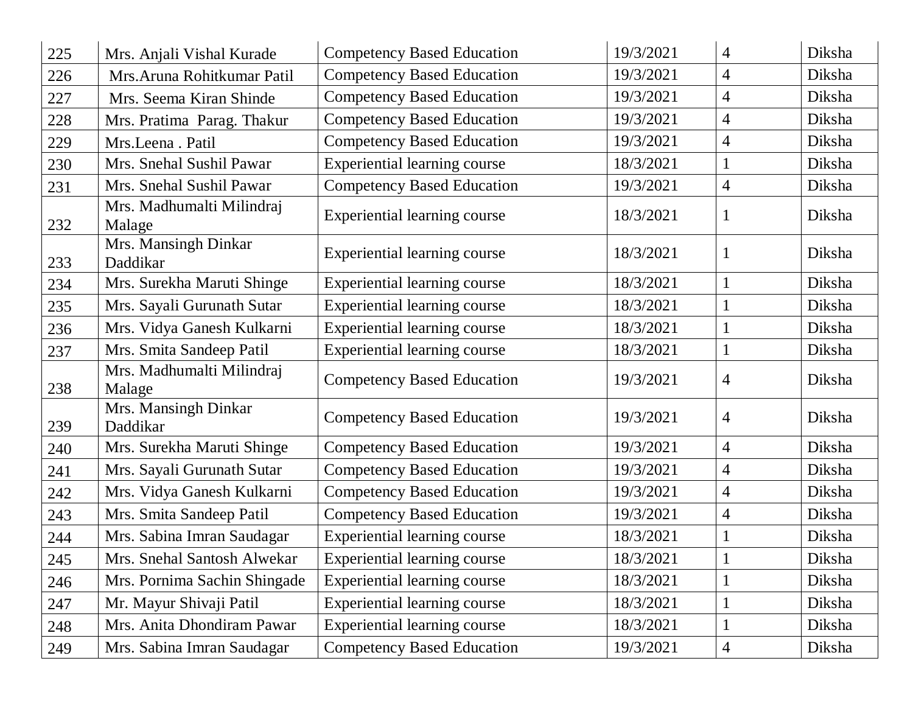| 225 | Mrs. Anjali Vishal Kurade | Competency Based Education | 19/3/2021 | 4 | Diksha |
|---|---|---|---|---|---|
| 226 | Mrs.Aruna Rohitkumar Patil | Competency Based Education | 19/3/2021 | 4 | Diksha |
| 227 | Mrs. Seema Kiran Shinde | Competency Based Education | 19/3/2021 | 4 | Diksha |
| 228 | Mrs. Pratima Parag. Thakur | Competency Based Education | 19/3/2021 | 4 | Diksha |
| 229 | Mrs.Leena . Patil | Competency Based Education | 19/3/2021 | 4 | Diksha |
| 230 | Mrs. Snehal Sushil Pawar | Experiential learning course | 18/3/2021 | 1 | Diksha |
| 231 | Mrs. Snehal Sushil Pawar | Competency Based Education | 19/3/2021 | 4 | Diksha |
| 232 | Mrs. Madhumalti Milindraj Malage | Experiential learning course | 18/3/2021 | 1 | Diksha |
| 233 | Mrs. Mansingh Dinkar Daddikar | Experiential learning course | 18/3/2021 | 1 | Diksha |
| 234 | Mrs. Surekha Maruti Shinge | Experiential learning course | 18/3/2021 | 1 | Diksha |
| 235 | Mrs. Sayali Gurunath Sutar | Experiential learning course | 18/3/2021 | 1 | Diksha |
| 236 | Mrs. Vidya Ganesh Kulkarni | Experiential learning course | 18/3/2021 | 1 | Diksha |
| 237 | Mrs. Smita Sandeep Patil | Experiential learning course | 18/3/2021 | 1 | Diksha |
| 238 | Mrs. Madhumalti Milindraj Malage | Competency Based Education | 19/3/2021 | 4 | Diksha |
| 239 | Mrs. Mansingh Dinkar Daddikar | Competency Based Education | 19/3/2021 | 4 | Diksha |
| 240 | Mrs. Surekha Maruti Shinge | Competency Based Education | 19/3/2021 | 4 | Diksha |
| 241 | Mrs. Sayali Gurunath Sutar | Competency Based Education | 19/3/2021 | 4 | Diksha |
| 242 | Mrs. Vidya Ganesh Kulkarni | Competency Based Education | 19/3/2021 | 4 | Diksha |
| 243 | Mrs. Smita Sandeep Patil | Competency Based Education | 19/3/2021 | 4 | Diksha |
| 244 | Mrs. Sabina Imran Saudagar | Experiential learning course | 18/3/2021 | 1 | Diksha |
| 245 | Mrs. Snehal Santosh Alwekar | Experiential learning course | 18/3/2021 | 1 | Diksha |
| 246 | Mrs. Pornima Sachin Shingade | Experiential learning course | 18/3/2021 | 1 | Diksha |
| 247 | Mr. Mayur Shivaji Patil | Experiential learning course | 18/3/2021 | 1 | Diksha |
| 248 | Mrs. Anita Dhondiram Pawar | Experiential learning course | 18/3/2021 | 1 | Diksha |
| 249 | Mrs. Sabina Imran Saudagar | Competency Based Education | 19/3/2021 | 4 | Diksha |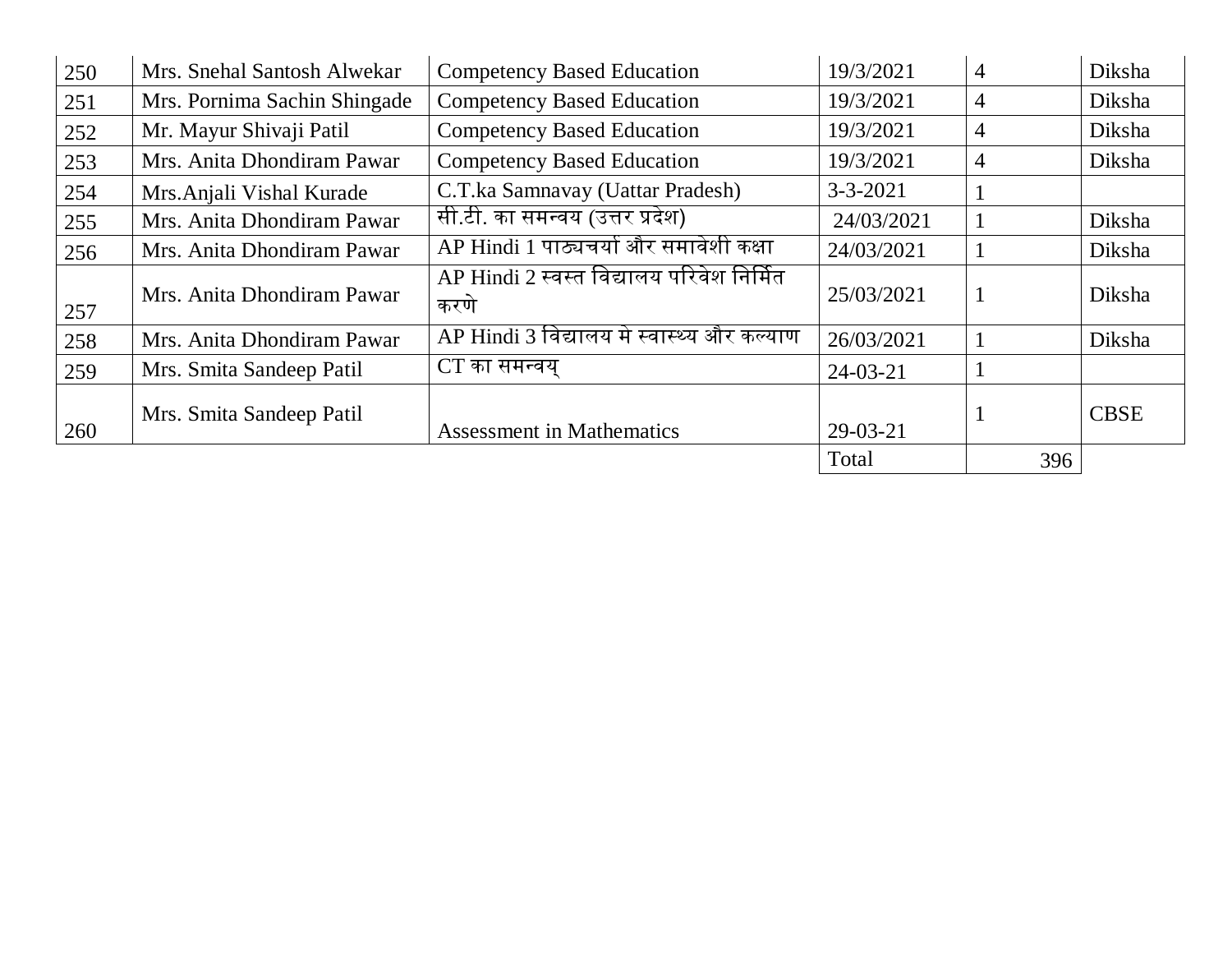| | | | | | |
|---|---|---|---|---|---|
| 250 | Mrs. Snehal Santosh Alwekar | Competency Based Education | 19/3/2021 | 4 | Diksha |
| 251 | Mrs. Pornima Sachin Shingade | Competency Based Education | 19/3/2021 | 4 | Diksha |
| 252 | Mr. Mayur Shivaji Patil | Competency Based Education | 19/3/2021 | 4 | Diksha |
| 253 | Mrs. Anita Dhondiram Pawar | Competency Based Education | 19/3/2021 | 4 | Diksha |
| 254 | Mrs.Anjali Vishal Kurade | C.T.ka Samnavay (Uattar Pradesh) | 3-3-2021 | 1 | |
| 255 | Mrs. Anita Dhondiram Pawar | सी.टी. का समन्वय (उत्तर प्रदेश) | 24/03/2021 | 1 | Diksha |
| 256 | Mrs. Anita Dhondiram Pawar | AP Hindi 1 पाठ्यचर्या और समावेशी कक्षा | 24/03/2021 | 1 | Diksha |
| 257 | Mrs. Anita Dhondiram Pawar | AP Hindi 2 स्वस्त विद्यालय परिवेश निर्मित करणे | 25/03/2021 | 1 | Diksha |
| 258 | Mrs. Anita Dhondiram Pawar | AP Hindi 3 विद्यालय मे स्वास्थ्य और कल्याण | 26/03/2021 | 1 | Diksha |
| 259 | Mrs. Smita Sandeep Patil | CT का समन्वय् | 24-03-21 | 1 | |
| 260 | Mrs. Smita Sandeep Patil | Assessment in Mathematics | 29-03-21 | 1 | CBSE |
| | | | Total | 396 | |